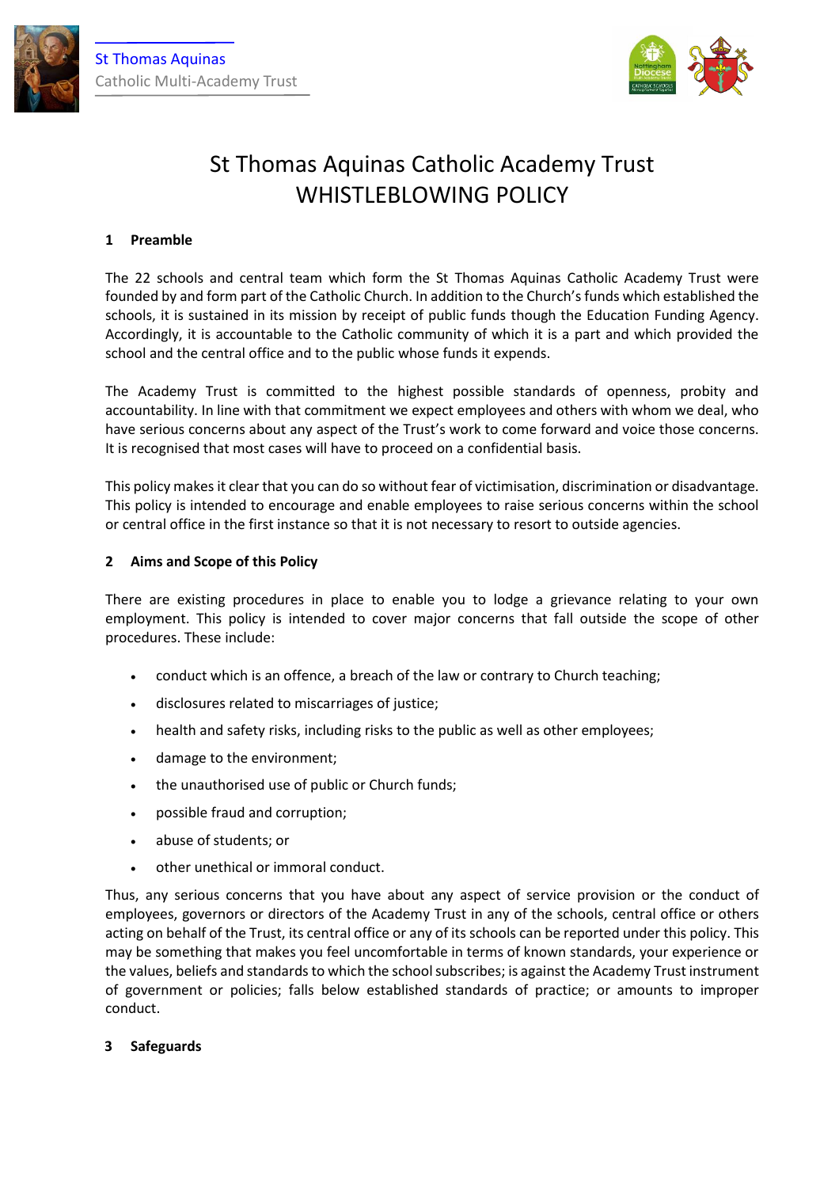# St Thomas Aquinas Catholic Academy Trust WHISTLEBLOWING POLICY

## 1 Preamble

The 22 schools and central team which form the St Thomas Aquinas Catholic Academy Trust were founded by and form part of the Catholic Church. In addition to the Church's funds which established the schools, it is sustained in its mission by receipt of public funds though the Education Funding Agency. Accordingly, it is accountable to the Catholic community of which it is a part and which provided the school and the central office and to the public whose funds it expends.

The Academy Trust is committed to the highest possible standards of openness, probity and accountability. In line with that commitment we expect employees and others with whom we deal, who have serious concerns about any aspect of the Trust's work to come forward and voice those concerns. It is recognised that most cases will have to proceed on a confidential basis.

This policy makes it clear that you can do so without fear of victimisation, discrimination or disadvantage. This policy is intended to encourage and enable employees to raise serious concerns within the school or central office in the first instance so that it is not necessary to resort to outside agencies.

## 2 Aims and Scope of this Policy

There are existing procedures in place to enable you to lodge a grievance relating to your own employment. This policy is intended to cover major concerns that fall outside the scope of other procedures. These include:

- conduct which is an offence, a breach of the law or contrary to Church teaching;
- disclosures related to miscarriages of justice;
- health and safety risks, including risks to the public as well as other employees;
- damage to the environment;
- the unauthorised use of public or Church funds;
- possible fraud and corruption;
- abuse of students; or
- other unethical or immoral conduct.

Thus, any serious concerns that you have about any aspect of service provision or the conduct of employees, governors or directors of the Academy Trust in any of the schools, central office or others acting on behalf of the Trust, its central office or any of its schools can be reported under this policy. This may be something that makes you feel uncomfortable in terms of known standards, your experience or the values, beliefs and standards to which the school subscribes; is against the Academy Trust instrument of government or policies; falls below established standards of practice; or amounts to improper conduct.

## 3 Safeguards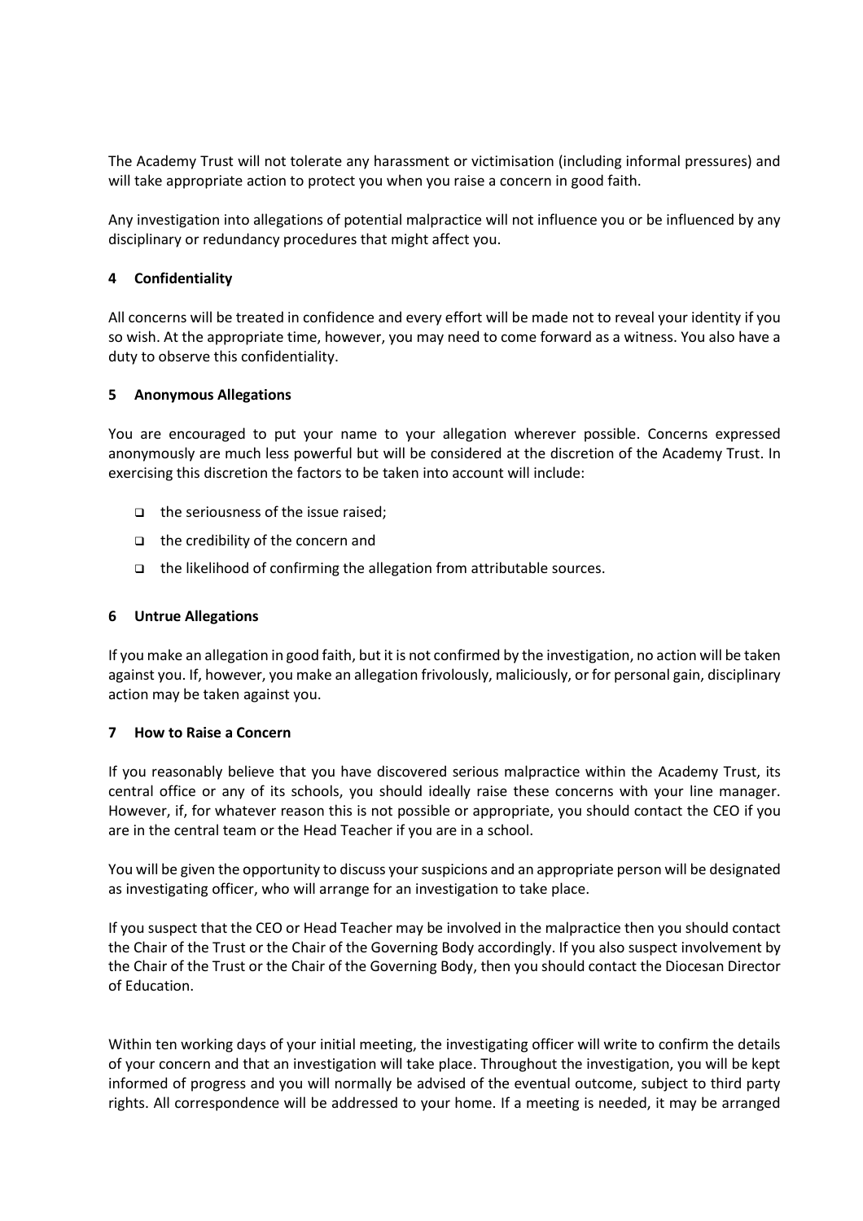The Academy Trust will not tolerate any harassment or victimisation (including informal pressures) and will take appropriate action to protect you when you raise a concern in good faith.

Any investigation into allegations of potential malpractice will not influence you or be influenced by any disciplinary or redundancy procedures that might affect you.

## 4 Confidentiality

All concerns will be treated in confidence and every effort will be made not to reveal your identity if you so wish. At the appropriate time, however, you may need to come forward as a witness. You also have a duty to observe this confidentiality.

## 5 Anonymous Allegations

You are encouraged to put your name to your allegation wherever possible. Concerns expressed anonymously are much less powerful but will be considered at the discretion of the Academy Trust. In exercising this discretion the factors to be taken into account will include:

- the seriousness of the issue raised;
- the credibility of the concern and
- the likelihood of confirming the allegation from attributable sources.

## 6 Untrue Allegations

If you make an allegation in good faith, but it is not confirmed by the investigation, no action will be taken against you. If, however, you make an allegation frivolously, maliciously, or for personal gain, disciplinary action may be taken against you.

## 7 How to Raise a Concern

If you reasonably believe that you have discovered serious malpractice within the Academy Trust, its central office or any of its schools, you should ideally raise these concerns with your line manager. However, if, for whatever reason this is not possible or appropriate, you should contact the CEO if you are in the central team or the Head Teacher if you are in a school.

You will be given the opportunity to discuss your suspicions and an appropriate person will be designated as investigating officer, who will arrange for an investigation to take place.

If you suspect that the CEO or Head Teacher may be involved in the malpractice then you should contact the Chair of the Trust or the Chair of the Governing Body accordingly. If you also suspect involvement by the Chair of the Trust or the Chair of the Governing Body, then you should contact the Diocesan Director of Education.

Within ten working days of your initial meeting, the investigating officer will write to confirm the details of your concern and that an investigation will take place. Throughout the investigation, you will be kept informed of progress and you will normally be advised of the eventual outcome, subject to third party rights. All correspondence will be addressed to your home. If a meeting is needed, it may be arranged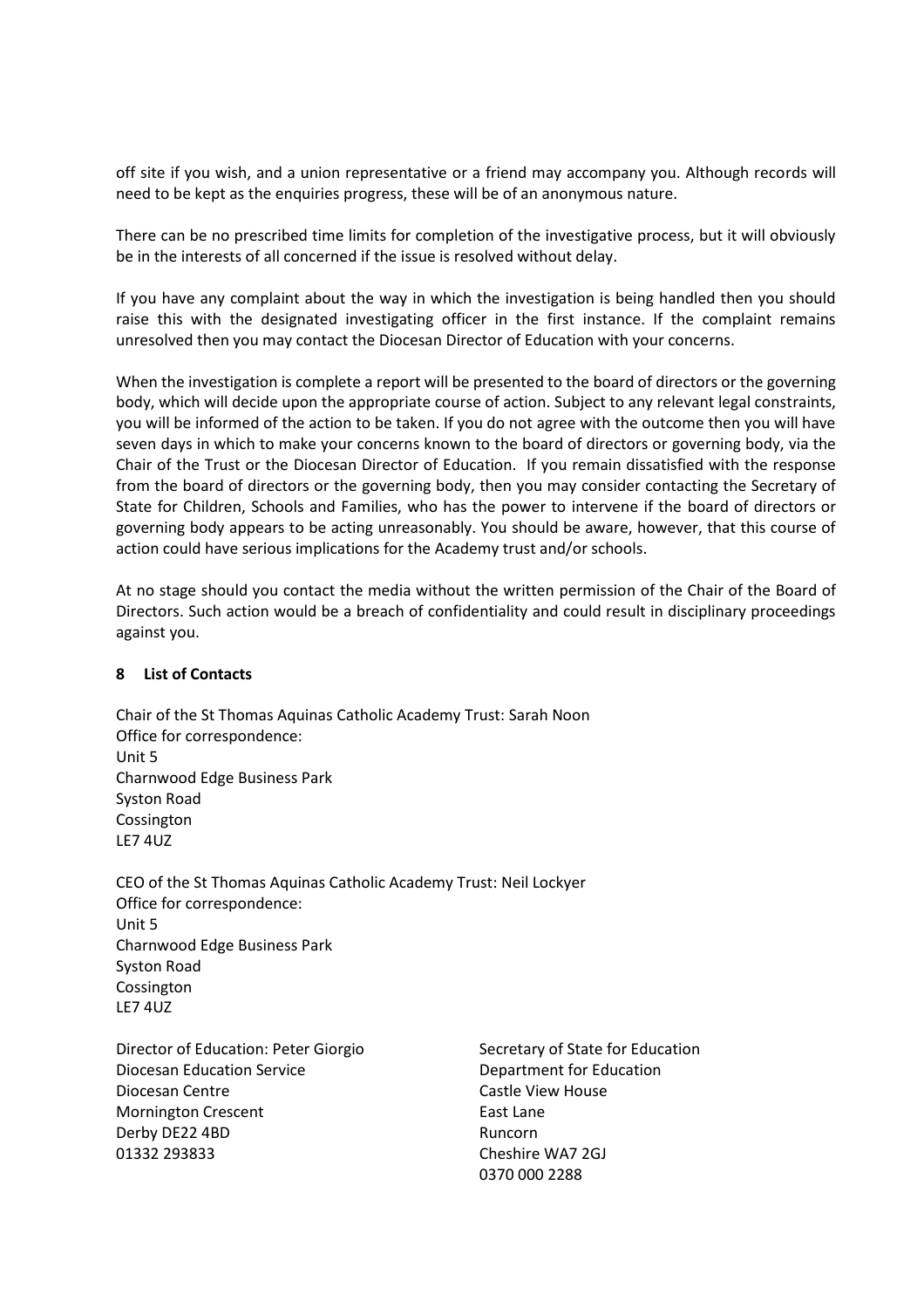off site if you wish, and a union representative or a friend may accompany you. Although records will need to be kept as the enquiries progress, these will be of an anonymous nature.

There can be no prescribed time limits for completion of the investigative process, but it will obviously be in the interests of all concerned if the issue is resolved without delay.

If you have any complaint about the way in which the investigation is being handled then you should raise this with the designated investigating officer in the first instance. If the complaint remains unresolved then you may contact the Diocesan Director of Education with your concerns.

When the investigation is complete a report will be presented to the board of directors or the governing body, which will decide upon the appropriate course of action. Subject to any relevant legal constraints, you will be informed of the action to be taken. If you do not agree with the outcome then you will have seven days in which to make your concerns known to the board of directors or governing body, via the Chair of the Trust or the Diocesan Director of Education. If you remain dissatisfied with the response from the board of directors or the governing body, then you may consider contacting the Secretary of State for Children, Schools and Families, who has the power to intervene if the board of directors or governing body appears to be acting unreasonably. You should be aware, however, that this course of action could have serious implications for the Academy trust and/or schools.

At no stage should you contact the media without the written permission of the Chair of the Board of Directors. Such action would be a breach of confidentiality and could result in disciplinary proceedings against you.

## 8 List of Contacts

Chair of the St Thomas Aquinas Catholic Academy Trust: Sarah Noon
Office for correspondence:
Unit 5
Charnwood Edge Business Park
Syston Road
Cossington
LE7 4UZ

CEO of the St Thomas Aquinas Catholic Academy Trust: Neil Lockyer
Office for correspondence:
Unit 5
Charnwood Edge Business Park
Syston Road
Cossington
LE7 4UZ

Director of Education: Peter Giorgio
Diocesan Education Service
Diocesan Centre
Mornington Crescent
Derby DE22 4BD
01332 293833

Secretary of State for Education
Department for Education
Castle View House
East Lane
Runcorn
Cheshire WA7 2GJ
0370 000 2288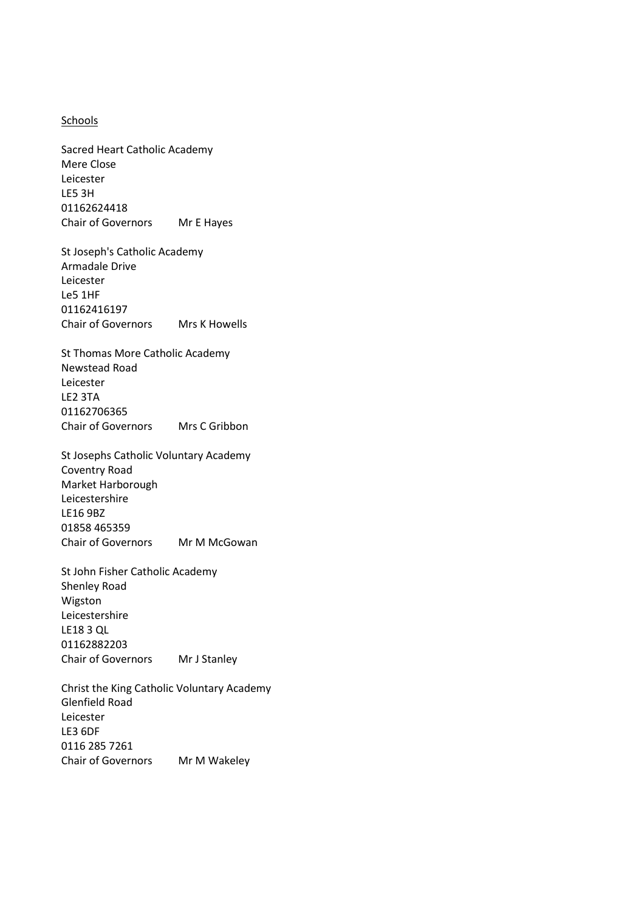<u>Schools</u>

Sacred Heart Catholic Academy
Mere Close
Leicester
LE5 3H
01162624418
Chair of Governors Mr E Hayes

St Joseph's Catholic Academy
Armadale Drive
Leicester
Le5 1HF
01162416197
Chair of Governors Mrs K Howells

St Thomas More Catholic Academy
Newstead Road
Leicester
LE2 3TA
01162706365
Chair of Governors Mrs C Gribbon

St Josephs Catholic Voluntary Academy
Coventry Road
Market Harborough
Leicestershire
LE16 9BZ
01858 465359
Chair of Governors Mr M McGowan

St John Fisher Catholic Academy
Shenley Road
Wigston
Leicestershire
LE18 3 QL
01162882203
Chair of Governors Mr J Stanley

Christ the King Catholic Voluntary Academy
Glenfield Road
Leicester
LE3 6DF
0116 285 7261
Chair of Governors Mr M Wakeley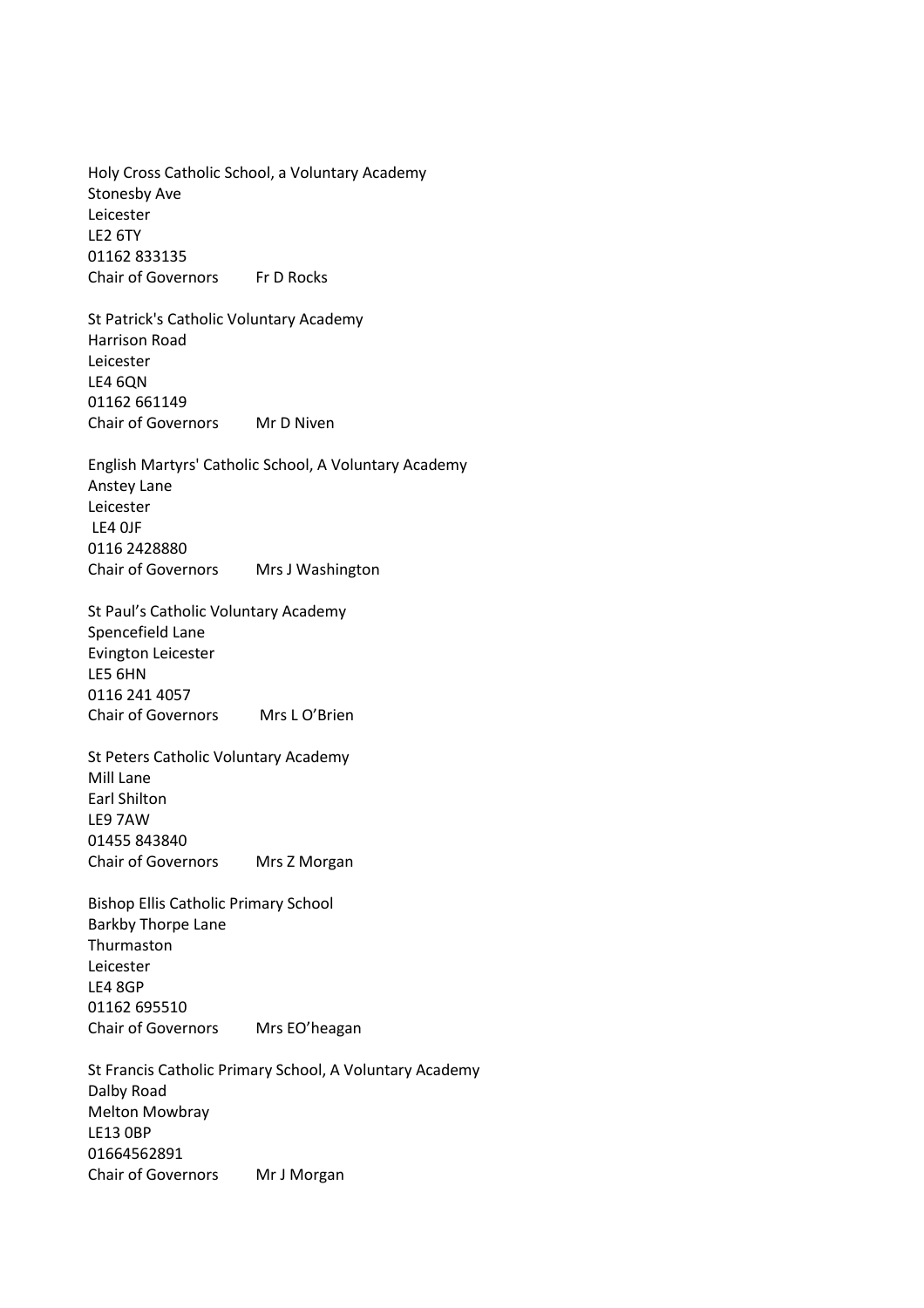Holy Cross Catholic School, a Voluntary Academy
Stonesby Ave
Leicester
LE2 6TY
01162 833135
Chair of Governors Fr D Rocks

St Patrick's Catholic Voluntary Academy
Harrison Road
Leicester
LE4 6QN
01162 661149
Chair of Governors Mr D Niven

English Martyrs' Catholic School, A Voluntary Academy
Anstey Lane
Leicester
LE4 0JF
0116 2428880
Chair of Governors Mrs J Washington

St Paul's Catholic Voluntary Academy
Spencefield Lane
Evington Leicester
LE5 6HN
0116 241 4057
Chair of Governors Mrs L O'Brien

St Peters Catholic Voluntary Academy
Mill Lane
Earl Shilton
LE9 7AW
01455 843840
Chair of Governors Mrs Z Morgan

Bishop Ellis Catholic Primary School
Barkby Thorpe Lane
Thurmaston
Leicester
LE4 8GP
01162 695510
Chair of Governors Mrs EO'heagan

St Francis Catholic Primary School, A Voluntary Academy
Dalby Road
Melton Mowbray
LE13 0BP
01664562891
Chair of Governors Mr J Morgan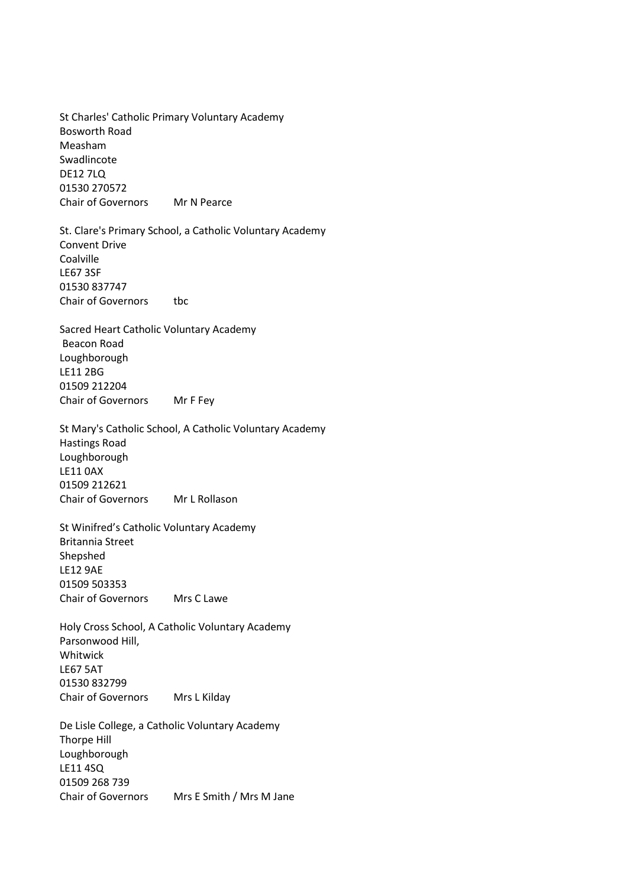St Charles' Catholic Primary Voluntary Academy
Bosworth Road
Measham
Swadlincote
DE12 7LQ
01530 270572
Chair of Governors Mr N Pearce

St. Clare's Primary School, a Catholic Voluntary Academy
Convent Drive
Coalville
LE67 3SF
01530 837747
Chair of Governors tbc

Sacred Heart Catholic Voluntary Academy
Beacon Road
Loughborough
LE11 2BG
01509 212204
Chair of Governors Mr F Fey

St Mary's Catholic School, A Catholic Voluntary Academy
Hastings Road
Loughborough
LE11 0AX
01509 212621
Chair of Governors Mr L Rollason

St Winifred's Catholic Voluntary Academy
Britannia Street
Shepshed
LE12 9AE
01509 503353
Chair of Governors Mrs C Lawe

Holy Cross School, A Catholic Voluntary Academy
Parsonwood Hill,
Whitwick
LE67 5AT
01530 832799
Chair of Governors Mrs L Kilday

De Lisle College, a Catholic Voluntary Academy
Thorpe Hill
Loughborough
LE11 4SQ
01509 268 739
Chair of Governors Mrs E Smith / Mrs M Jane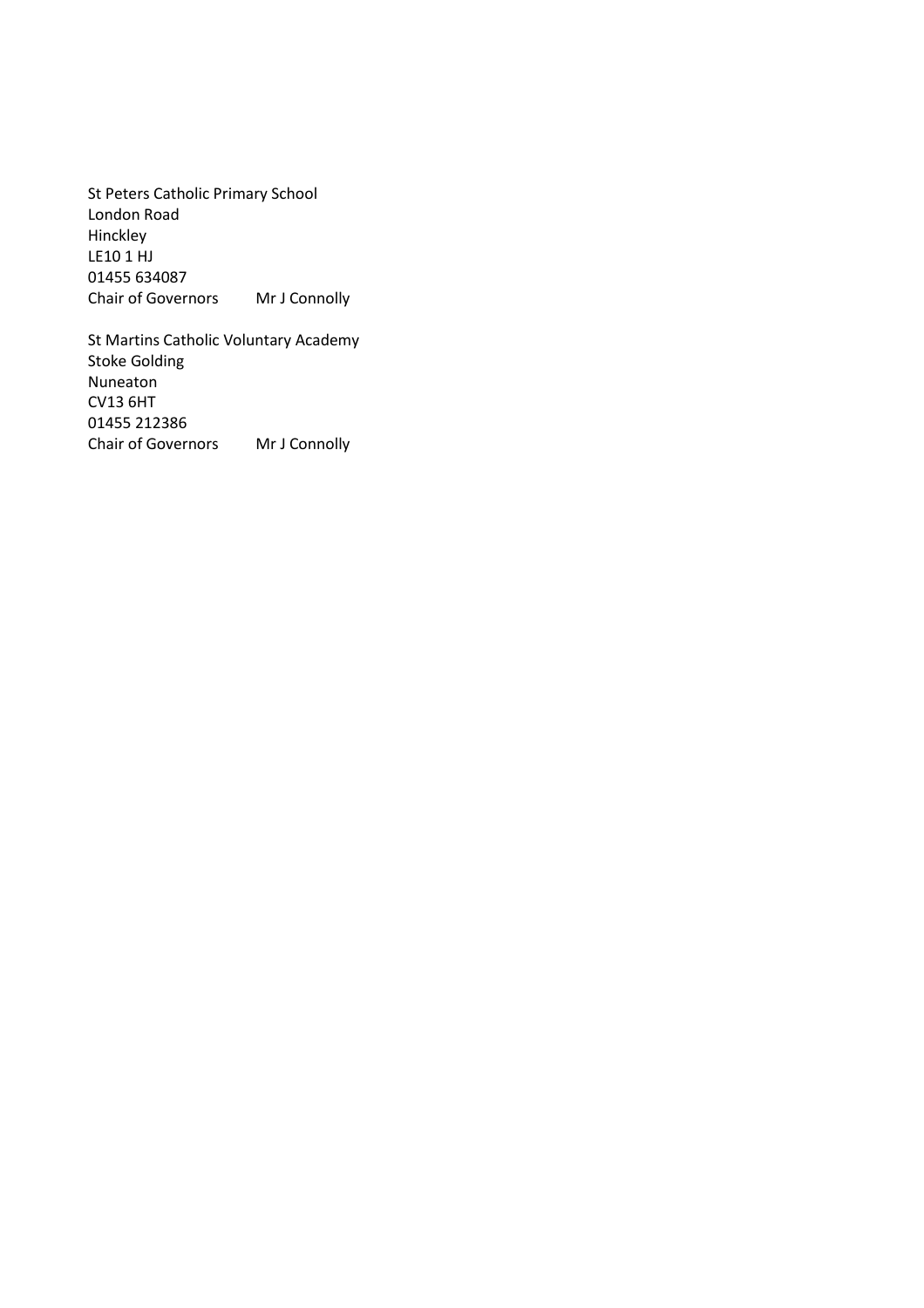St Peters Catholic Primary School
London Road
Hinckley
LE10 1 HJ
01455 634087
Chair of Governors Mr J Connolly

St Martins Catholic Voluntary Academy
Stoke Golding
Nuneaton
CV13 6HT
01455 212386
Chair of Governors Mr J Connolly